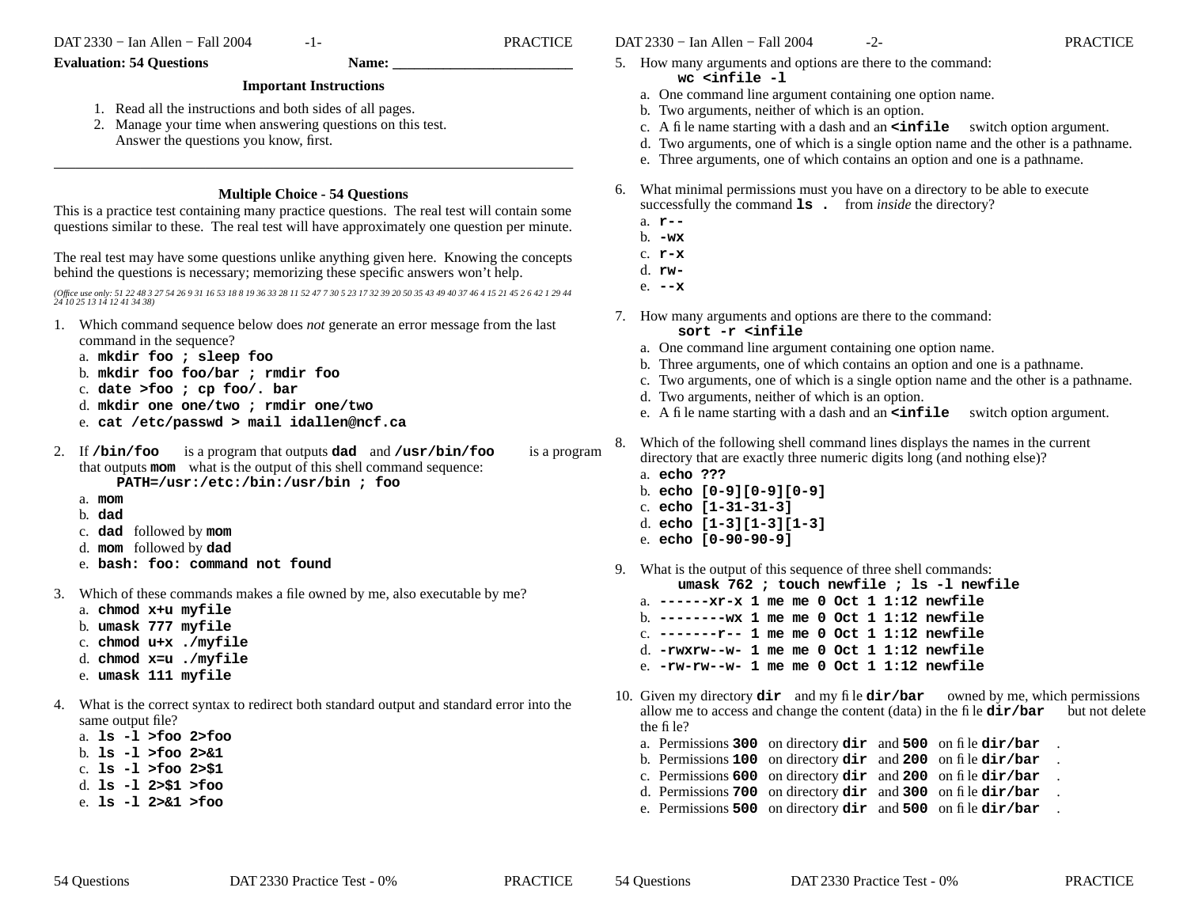**Evaluation: 54 Questions** **Name: ________________________**

### Important Instructions

1. Read all the instructions and both sides of all pages.
2. Manage your time when answering questions on this test. Answer the questions you know, first.

---

### Multiple Choice - 54 Questions

This is a practice test containing many practice questions. The real test will contain some questions similar to these. The real test will have approximately one question per minute.

The real test may have some questions unlike anything given here. Knowing the concepts behind the questions is necessary; memorizing these specific answers won't help.

*(Office use only: 51 22 48 3 27 54 26 9 31 16 53 18 8 19 36 33 28 11 52 47 7 30 5 23 17 32 39 20 50 35 43 49 40 37 46 4 15 21 45 2 6 42 1 29 44 24 10 25 13 14 12 41 34 38)*

1. Which command sequence below does *not* generate an error message from the last command in the sequence?
   a. **`mkdir foo ; sleep foo`**
   b. **`mkdir foo foo/bar ; rmdir foo`**
   c. **`date >foo ; cp foo/. bar`**
   d. **`mkdir one one/two ; rmdir one/two`**
   e. **`cat /etc/passwd > mail idallen@ncf.ca`**

2. If **`/bin/foo`** is a program that outputs **`dad`** and **`/usr/bin/foo`** is a program that outputs **`mom`** what is the output of this shell command sequence:
   **`PATH=/usr:/etc:/bin:/usr/bin ; foo`**
   a. **`mom`**
   b. **`dad`**
   c. **`dad`** followed by **`mom`**
   d. **`mom`** followed by **`dad`**
   e. **`bash: foo: command not found`**

3. Which of these commands makes a file owned by me, also executable by me?
   a. **`chmod x+u myfile`**
   b. **`umask 777 myfile`**
   c. **`chmod u+x ./myfile`**
   d. **`chmod x=u ./myfile`**
   e. **`umask 111 myfile`**

4. What is the correct syntax to redirect both standard output and standard error into the same output file?
   a. **`ls -l >foo 2>foo`**
   b. **`ls -l >foo 2>&1`**
   c. **`ls -l >foo 2>$1`**
   d. **`ls -l 2>$1 >foo`**
   e. **`ls -l 2>&1 >foo`**

5. How many arguments and options are there to the command:
   **`wc <infile -l`**
   a. One command line argument containing one option name.
   b. Two arguments, neither of which is an option.
   c. A file name starting with a dash and an **`<infile`** switch option argument.
   d. Two arguments, one of which is a single option name and the other is a pathname.
   e. Three arguments, one of which contains an option and one is a pathname.

6. What minimal permissions must you have on a directory to be able to execute successfully the command **`ls .`** from *inside* the directory?
   a. **`r--`**
   b. **`-wx`**
   c. **`r-x`**
   d. **`rw-`**
   e. **`--x`**

7. How many arguments and options are there to the command:
   **`sort -r <infile`**
   a. One command line argument containing one option name.
   b. Three arguments, one of which contains an option and one is a pathname.
   c. Two arguments, one of which is a single option name and the other is a pathname.
   d. Two arguments, neither of which is an option.
   e. A file name starting with a dash and an **`<infile`** switch option argument.

8. Which of the following shell command lines displays the names in the current directory that are exactly three numeric digits long (and nothing else)?
   a. **`echo ???`**
   b. **`echo [0-9][0-9][0-9]`**
   c. **`echo [1-31-31-3]`**
   d. **`echo [1-3][1-3][1-3]`**
   e. **`echo [0-90-90-9]`**

9. What is the output of this sequence of three shell commands:
   **`umask 762 ; touch newfile ; ls -l newfile`**
   a. **`------xr-x 1 me me 0 Oct 1 1:12 newfile`**
   b. **`--------wx 1 me me 0 Oct 1 1:12 newfile`**
   c. **`-------r-- 1 me me 0 Oct 1 1:12 newfile`**
   d. **`-rwxrw--w- 1 me me 0 Oct 1 1:12 newfile`**
   e. **`-rw-rw--w- 1 me me 0 Oct 1 1:12 newfile`**

10. Given my directory **`dir`** and my file **`dir/bar`** owned by me, which permissions allow me to access and change the content (data) in the file **`dir/bar`** but not delete the file?
    a. Permissions **`300`** on directory **`dir`** and **`500`** on file **`dir/bar`**.
    b. Permissions **`100`** on directory **`dir`** and **`200`** on file **`dir/bar`**.
    c. Permissions **`600`** on directory **`dir`** and **`200`** on file **`dir/bar`**.
    d. Permissions **`700`** on directory **`dir`** and **`300`** on file **`dir/bar`**.
    e. Permissions **`500`** on directory **`dir`** and **`500`** on file **`dir/bar`**.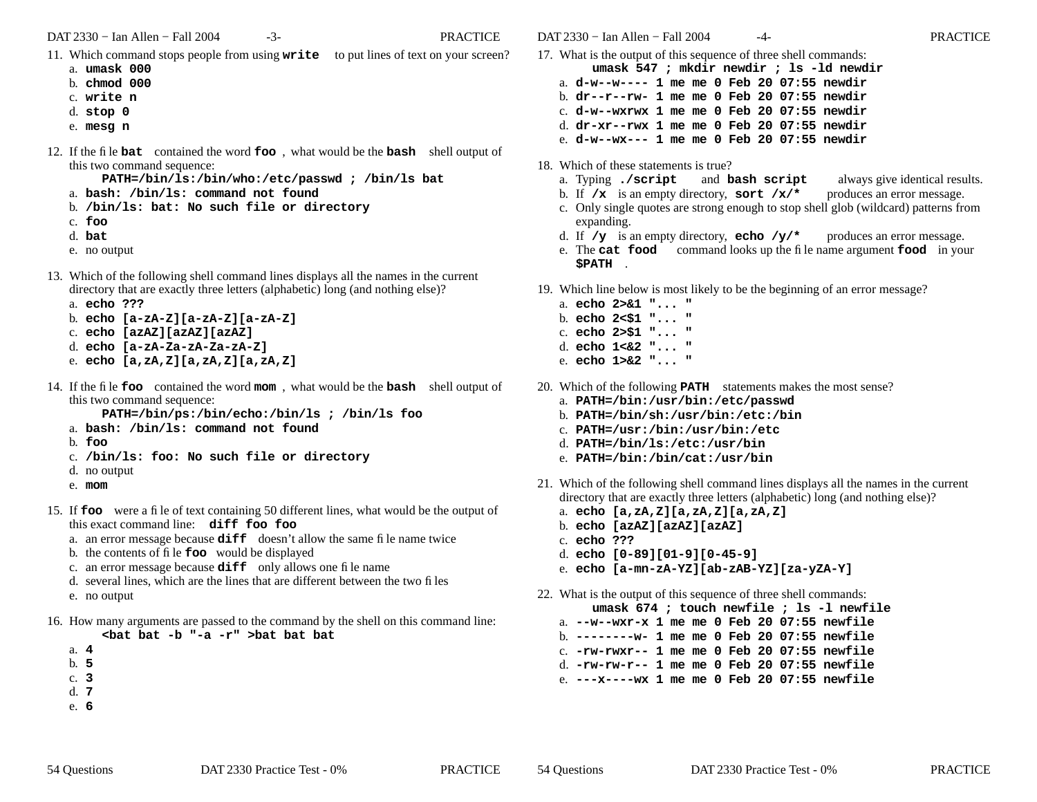11. Which command stops people from using **write** to put lines of text on your screen?
    a. **umask 000**
    b. **chmod 000**
    c. **write n**
    d. **stop 0**
    e. **mesg n**

12. If the file **bat** contained the word **foo**, what would be the **bash** shell output of this two command sequence:

    **PATH=/bin/ls:/bin/who:/etc/passwd ; /bin/ls bat**

    a. **bash: /bin/ls: command not found**
    b. **/bin/ls: bat: No such file or directory**
    c. **foo**
    d. **bat**
    e. no output

13. Which of the following shell command lines displays all the names in the current directory that are exactly three letters (alphabetic) long (and nothing else)?
    a. **echo ???**
    b. **echo [a-zA-Z][a-zA-Z][a-zA-Z]**
    c. **echo [azAZ][azAZ][azAZ]**
    d. **echo [a-zA-Za-zA-Za-zA-Z]**
    e. **echo [a,zA,Z][a,zA,Z][a,zA,Z]**

14. If the file **foo** contained the word **mom**, what would be the **bash** shell output of this two command sequence:

    **PATH=/bin/ps:/bin/echo:/bin/ls ; /bin/ls foo**

    a. **bash: /bin/ls: command not found**
    b. **foo**
    c. **/bin/ls: foo: No such file or directory**
    d. no output
    e. **mom**

15. If **foo** were a file of text containing 50 different lines, what would be the output of this exact command line: **diff foo foo**
    a. an error message because **diff** doesn't allow the same file name twice
    b. the contents of file **foo** would be displayed
    c. an error message because **diff** only allows one file name
    d. several lines, which are the lines that are different between the two files
    e. no output

16. How many arguments are passed to the command by the shell on this command line:

    **<bat bat -b "-a -r" >bat bat bat**

    a. **4**
    b. **5**
    c. **3**
    d. **7**
    e. **6**

17. What is the output of this sequence of three shell commands:

    **umask 547 ; mkdir newdir ; ls -ld newdir**

    a. **d-w--w---- 1 me me 0 Feb 20 07:55 newdir**
    b. **dr--r--rw- 1 me me 0 Feb 20 07:55 newdir**
    c. **d-w--wxrwx 1 me me 0 Feb 20 07:55 newdir**
    d. **dr-xr--rwx 1 me me 0 Feb 20 07:55 newdir**
    e. **d-w--wx--- 1 me me 0 Feb 20 07:55 newdir**

18. Which of these statements is true?
    a. Typing **./script** and **bash script** always give identical results.
    b. If **/x** is an empty directory, **sort /x/*** produces an error message.
    c. Only single quotes are strong enough to stop shell glob (wildcard) patterns from expanding.
    d. If **/y** is an empty directory, **echo /y/*** produces an error message.
    e. The **cat food** command looks up the file name argument **food** in your **$PATH**.

19. Which line below is most likely to be the beginning of an error message?
    a. **echo 2>&1 "... "**
    b. **echo 2<$1 "... "**
    c. **echo 2>$1 "... "**
    d. **echo 1<&2 "... "**
    e. **echo 1>&2 "... "**

20. Which of the following **PATH** statements makes the most sense?
    a. **PATH=/bin:/usr/bin:/etc/passwd**
    b. **PATH=/bin/sh:/usr/bin:/etc:/bin**
    c. **PATH=/usr:/bin:/usr/bin:/etc**
    d. **PATH=/bin/ls:/etc:/usr/bin**
    e. **PATH=/bin:/bin/cat:/usr/bin**

21. Which of the following shell command lines displays all the names in the current directory that are exactly three letters (alphabetic) long (and nothing else)?
    a. **echo [a,zA,Z][a,zA,Z][a,zA,Z]**
    b. **echo [azAZ][azAZ][azAZ]**
    c. **echo ???**
    d. **echo [0-89][01-9][0-45-9]**
    e. **echo [a-mn-zA-YZ][ab-zAB-YZ][za-yZA-Y]**

22. What is the output of this sequence of three shell commands:

    **umask 674 ; touch newfile ; ls -l newfile**

    a. **--w--wxr-x 1 me me 0 Feb 20 07:55 newfile**
    b. **--------w- 1 me me 0 Feb 20 07:55 newfile**
    c. **-rw-rwxr-- 1 me me 0 Feb 20 07:55 newfile**
    d. **-rw-rw-r-- 1 me me 0 Feb 20 07:55 newfile**
    e. **---x----wx 1 me me 0 Feb 20 07:55 newfile**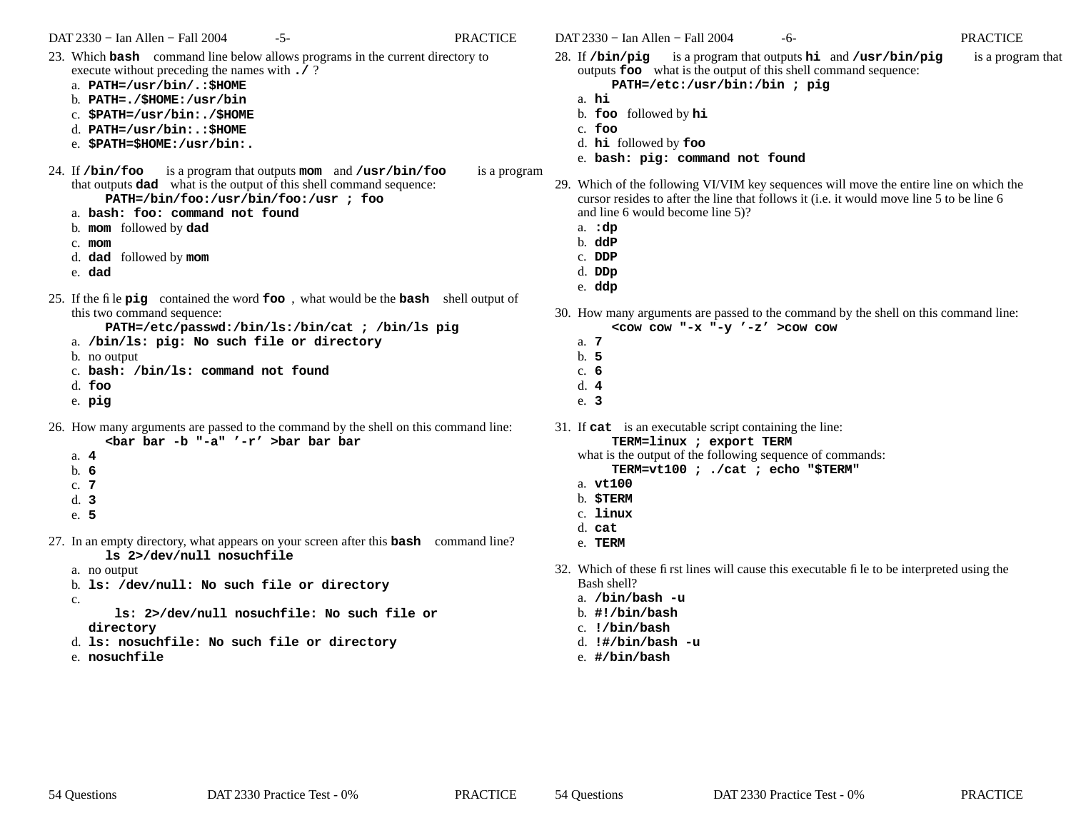23. Which **bash** command line below allows programs in the current directory to execute without preceding the names with **./** ?
    a. **PATH=/usr/bin/.:$HOME**
    b. **PATH=./$HOME:/usr/bin**
    c. **$PATH=/usr/bin:./$HOME**
    d. **PATH=/usr/bin:.:$HOME**
    e. **$PATH=$HOME:/usr/bin:.**

24. If **/bin/foo** is a program that outputs **mom** and **/usr/bin/foo** is a program that outputs **dad** what is the output of this shell command sequence:
    **PATH=/bin/foo:/usr/bin/foo:/usr ; foo**
    a. **bash: foo: command not found**
    b. **mom** followed by **dad**
    c. **mom**
    d. **dad** followed by **mom**
    e. **dad**

25. If the file **pig** contained the word **foo** , what would be the **bash** shell output of this two command sequence:
    **PATH=/etc/passwd:/bin/ls:/bin/cat ; /bin/ls pig**
    a. **/bin/ls: pig: No such file or directory**
    b. no output
    c. **bash: /bin/ls: command not found**
    d. **foo**
    e. **pig**

26. How many arguments are passed to the command by the shell on this command line:
    **<bar bar -b "-a" ’-r’ >bar bar bar**
    a. **4**
    b. **6**
    c. **7**
    d. **3**
    e. **5**

27. In an empty directory, what appears on your screen after this **bash** command line?
    **ls 2>/dev/null nosuchfile**
    a. no output
    b. **ls: /dev/null: No such file or directory**
    c. **ls: 2>/dev/null nosuchfile: No such file or directory**
    d. **ls: nosuchfile: No such file or directory**
    e. **nosuchfile**

28. If **/bin/pig** is a program that outputs **hi** and **/usr/bin/pig** is a program that outputs **foo** what is the output of this shell command sequence:
    **PATH=/etc:/usr/bin:/bin ; pig**
    a. **hi**
    b. **foo** followed by **hi**
    c. **foo**
    d. **hi** followed by **foo**
    e. **bash: pig: command not found**

29. Which of the following VI/VIM key sequences will move the entire line on which the cursor resides to after the line that follows it (i.e. it would move line 5 to be line 6 and line 6 would become line 5)?
    a. **:dp**
    b. **ddP**
    c. **DDP**
    d. **DDp**
    e. **ddp**

30. How many arguments are passed to the command by the shell on this command line:
    **<cow cow "-x "-y ’-z’ >cow cow**
    a. **7**
    b. **5**
    c. **6**
    d. **4**
    e. **3**

31. If **cat** is an executable script containing the line:
    **TERM=linux ; export TERM**
    what is the output of the following sequence of commands:
    **TERM=vt100 ; ./cat ; echo "$TERM"**
    a. **vt100**
    b. **$TERM**
    c. **linux**
    d. **cat**
    e. **TERM**

32. Which of these first lines will cause this executable file to be interpreted using the Bash shell?
    a. **/bin/bash -u**
    b. **#!/bin/bash**
    c. **!/bin/bash**
    d. **!#/bin/bash -u**
    e. **#/bin/bash**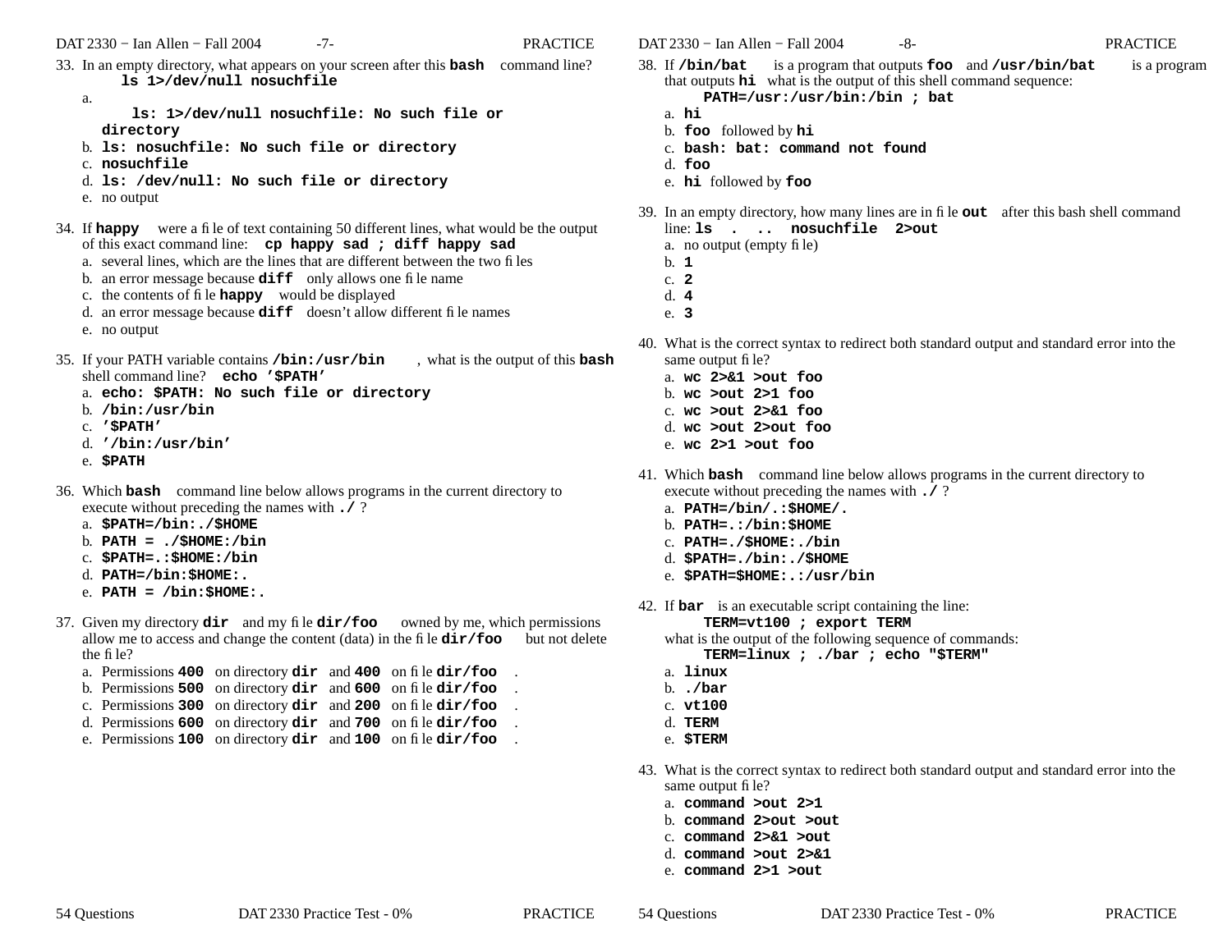33. In an empty directory, what appears on your screen after this **bash** command line?
    **ls 1>/dev/null nosuchfile**
    a. **ls: 1>/dev/null nosuchfile: No such file or directory**
    b. **ls: nosuchfile: No such file or directory**
    c. **nosuchfile**
    d. **ls: /dev/null: No such file or directory**
    e. no output

34. If **happy** were a file of text containing 50 different lines, what would be the output of this exact command line: **cp happy sad ; diff happy sad**
    a. several lines, which are the lines that are different between the two files
    b. an error message because **diff** only allows one file name
    c. the contents of file **happy** would be displayed
    d. an error message because **diff** doesn't allow different file names
    e. no output

35. If your PATH variable contains **/bin:/usr/bin** , what is the output of this **bash** shell command line? **echo '$PATH'**
    a. **echo: $PATH: No such file or directory**
    b. **/bin:/usr/bin**
    c. **'$PATH'**
    d. **'/bin:/usr/bin'**
    e. **$PATH**

36. Which **bash** command line below allows programs in the current directory to execute without preceding the names with **./** ?
    a. **$PATH=/bin:./$HOME**
    b. **PATH = ./$HOME:/bin**
    c. **$PATH=.:$HOME:/bin**
    d. **PATH=/bin:$HOME:.**
    e. **PATH = /bin:$HOME:.**

37. Given my directory **dir** and my file **dir/foo** owned by me, which permissions allow me to access and change the content (data) in the file **dir/foo** but not delete the file?
    a. Permissions **400** on directory **dir** and **400** on file **dir/foo** .
    b. Permissions **500** on directory **dir** and **600** on file **dir/foo** .
    c. Permissions **300** on directory **dir** and **200** on file **dir/foo** .
    d. Permissions **600** on directory **dir** and **700** on file **dir/foo** .
    e. Permissions **100** on directory **dir** and **100** on file **dir/foo** .

38. If **/bin/bat** is a program that outputs **foo** and **/usr/bin/bat** is a program that outputs **hi** what is the output of this shell command sequence:
    **PATH=/usr:/usr/bin:/bin ; bat**
    a. **hi**
    b. **foo** followed by **hi**
    c. **bash: bat: command not found**
    d. **foo**
    e. **hi** followed by **foo**

39. In an empty directory, how many lines are in file **out** after this bash shell command line: **ls . .. nosuchfile 2>out**
    a. no output (empty file)
    b. **1**
    c. **2**
    d. **4**
    e. **3**

40. What is the correct syntax to redirect both standard output and standard error into the same output file?
    a. **wc 2>&1 >out foo**
    b. **wc >out 2>1 foo**
    c. **wc >out 2>&1 foo**
    d. **wc >out 2>out foo**
    e. **wc 2>1 >out foo**

41. Which **bash** command line below allows programs in the current directory to execute without preceding the names with **./** ?
    a. **PATH=/bin/.:$HOME/.**
    b. **PATH=.:/bin:$HOME**
    c. **PATH=./$HOME:./bin**
    d. **$PATH=./bin:./$HOME**
    e. **$PATH=$HOME:.:/usr/bin**

42. If **bar** is an executable script containing the line:
    **TERM=vt100 ; export TERM**
    what is the output of the following sequence of commands:
    **TERM=linux ; ./bar ; echo "$TERM"**
    a. **linux**
    b. **./bar**
    c. **vt100**
    d. **TERM**
    e. **$TERM**

43. What is the correct syntax to redirect both standard output and standard error into the same output file?
    a. **command >out 2>1**
    b. **command 2>out >out**
    c. **command 2>&1 >out**
    d. **command >out 2>&1**
    e. **command 2>1 >out**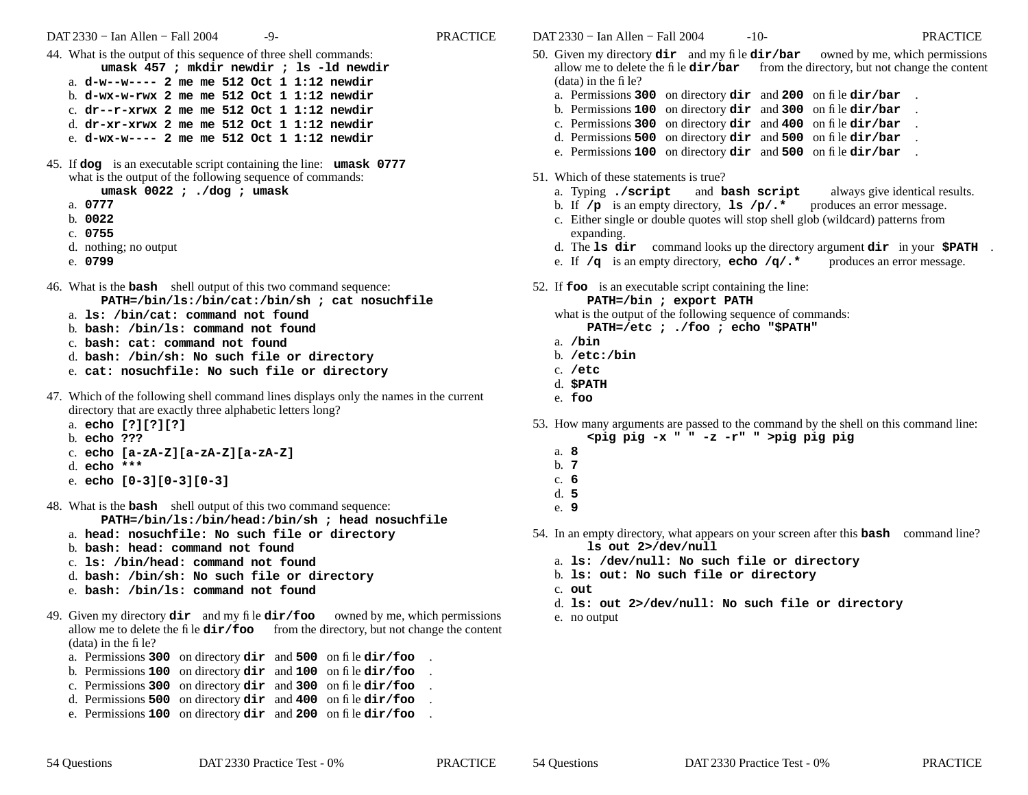44. What is the output of this sequence of three shell commands:

    **umask 457 ; mkdir newdir ; ls -ld newdir**

    a. **d-w--w---- 2 me me 512 Oct 1 1:12 newdir**
    b. **d-wx-w-rwx 2 me me 512 Oct 1 1:12 newdir**
    c. **dr--r-xrwx 2 me me 512 Oct 1 1:12 newdir**
    d. **dr-xr-xrwx 2 me me 512 Oct 1 1:12 newdir**
    e. **d-wx-w---- 2 me me 512 Oct 1 1:12 newdir**

45. If **dog** is an executable script containing the line: **umask 0777**
    what is the output of the following sequence of commands:

    **umask 0022 ; ./dog ; umask**

    a. **0777**
    b. **0022**
    c. **0755**
    d. nothing; no output
    e. **0799**

46. What is the **bash** shell output of this two command sequence:

    **PATH=/bin/ls:/bin/cat:/bin/sh ; cat nosuchfile**

    a. **ls: /bin/cat: command not found**
    b. **bash: /bin/ls: command not found**
    c. **bash: cat: command not found**
    d. **bash: /bin/sh: No such file or directory**
    e. **cat: nosuchfile: No such file or directory**

47. Which of the following shell command lines displays only the names in the current directory that are exactly three alphabetic letters long?

    a. **echo [?][?][?]**
    b. **echo ???**
    c. **echo [a-zA-Z][a-zA-Z][a-zA-Z]**
    d. **echo ***
    e. **echo [0-3][0-3][0-3]**

48. What is the **bash** shell output of this two command sequence:

    **PATH=/bin/ls:/bin/head:/bin/sh ; head nosuchfile**

    a. **head: nosuchfile: No such file or directory**
    b. **bash: head: command not found**
    c. **ls: /bin/head: command not found**
    d. **bash: /bin/sh: No such file or directory**
    e. **bash: /bin/ls: command not found**

49. Given my directory **dir** and my file **dir/foo** owned by me, which permissions allow me to delete the file **dir/foo** from the directory, but not change the content (data) in the file?

    a. Permissions **300** on directory **dir** and **500** on file **dir/foo** .
    b. Permissions **100** on directory **dir** and **100** on file **dir/foo** .
    c. Permissions **300** on directory **dir** and **300** on file **dir/foo** .
    d. Permissions **500** on directory **dir** and **400** on file **dir/foo** .
    e. Permissions **100** on directory **dir** and **200** on file **dir/foo** .

50. Given my directory **dir** and my file **dir/bar** owned by me, which permissions allow me to delete the file **dir/bar** from the directory, but not change the content (data) in the file?

    a. Permissions **300** on directory **dir** and **200** on file **dir/bar** .
    b. Permissions **100** on directory **dir** and **300** on file **dir/bar** .
    c. Permissions **300** on directory **dir** and **400** on file **dir/bar** .
    d. Permissions **500** on directory **dir** and **500** on file **dir/bar** .
    e. Permissions **100** on directory **dir** and **500** on file **dir/bar** .

51. Which of these statements is true?

    a. Typing **./script** and **bash script** always give identical results.
    b. If **/p** is an empty directory, **ls /p/.*** produces an error message.
    c. Either single or double quotes will stop shell glob (wildcard) patterns from expanding.
    d. The **ls dir** command looks up the directory argument **dir** in your **$PATH** .
    e. If **/q** is an empty directory, **echo /q/.*** produces an error message.

52. If **foo** is an executable script containing the line:

    **PATH=/bin ; export PATH**

    what is the output of the following sequence of commands:

    **PATH=/etc ; ./foo ; echo "$PATH"**

    a. **/bin**
    b. **/etc:/bin**
    c. **/etc**
    d. **$PATH**
    e. **foo**

53. How many arguments are passed to the command by the shell on this command line:

    **<pig pig -x " " -z -r" " >pig pig pig**

    a. **8**
    b. **7**
    c. **6**
    d. **5**
    e. **9**

54. In an empty directory, what appears on your screen after this **bash** command line?

    **ls out 2>/dev/null**

    a. **ls: /dev/null: No such file or directory**
    b. **ls: out: No such file or directory**
    c. **out**
    d. **ls: out 2>/dev/null: No such file or directory**
    e. no output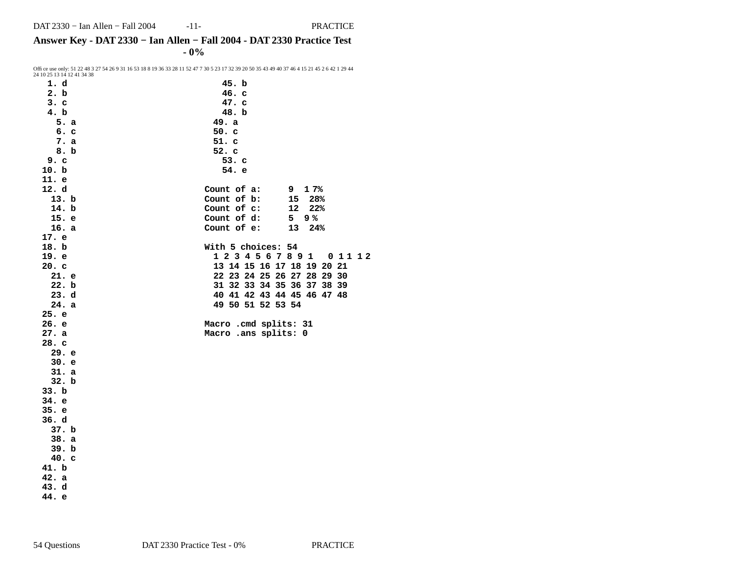## Answer Key - DAT 2330 − Ian Allen − Fall 2004 - DAT 2330 Practice Test - 0%

Offi ce use only: 51 22 48 3 27 54 26 9 31 16 53 18 8 19 36 33 28 11 52 47 7 30 5 23 17 32 39 20 50 35 43 49 40 37 46 4 15 21 45 2 6 42 1 29 44 24 10 25 13 14 12 41 34 38

```
 1. d
 2. b
 3. c
 4. b
 5. a
 6. c
 7. a
 8. b
 9. c
10. b
11. e
12. d
13. b
14. b
15. e
16. a
17. e
18. b
19. e
20. c
21. e
22. b
23. d
24. a
25. e
26. e
27. a
28. c
29. e
30. e
31. a
32. b
33. b
34. e
35. e
36. d
37. b
38. a
39. b
40. c
41. b
42. a
43. d
44. e
45. b
46. c
47. c
48. b
49. a
50. c
51. c
52. c
53. c
54. e

Count of a:     9  17%
Count of b:     15  28%
Count of c:     12  22%
Count of d:     5  9%
Count of e:     13  24%

With 5 choices: 54
  1 2 3 4 5 6 7 8 9 10 11 12
  13 14 15 16 17 18 19 20 21
  22 23 24 25 26 27 28 29 30
  31 32 33 34 35 36 37 38 39
  40 41 42 43 44 45 46 47 48
  49 50 51 52 53 54

Macro .cmd splits: 31
Macro .ans splits: 0
```